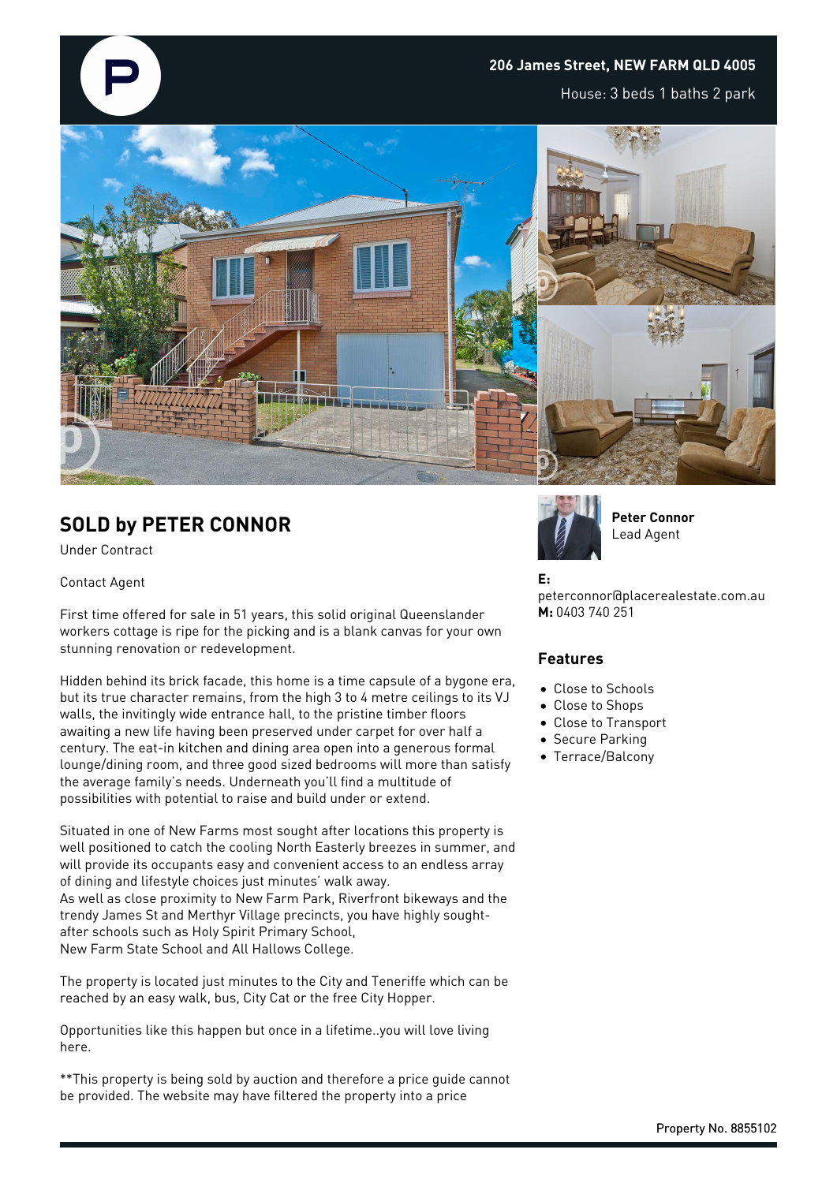**206 James Street, NEW FARM QLD 4005**

House: 3 beds 1 baths 2 park

## SOLD by PETER CONNOR

Under Contract

Contact Agent

First time offered for sale in 51 years, this solid original Queenslander workers cottage is ripe for the picking and is a blank canvas for your own stunning renovation or redevelopment.

Hidden behind its brick facade, this home is a time capsule of a bygone era, but its true character remains, from the high 3 to 4 metre ceilings to its VJ walls, the invitingly wide entrance hall, to the pristine timber floors awaiting a new life having been preserved under carpet for over half a century. The eat-in kitchen and dining area open into a generous formal lounge/dining room, and three good sized bedrooms will more than satisfy the average family's needs. Underneath you'll find a multitude of possibilities with potential to raise and build under or extend.

Situated in one of New Farms most sought after locations this property is well positioned to catch the cooling North Easterly breezes in summer, and will provide its occupants easy and convenient access to an endless array of dining and lifestyle choices just minutes' walk away.
As well as close proximity to New Farm Park, Riverfront bikeways and the trendy James St and Merthyr Village precincts, you have highly sought-after schools such as Holy Spirit Primary School,
New Farm State School and All Hallows College.

The property is located just minutes to the City and Teneriffe which can be reached by an easy walk, bus, City Cat or the free City Hopper.

Opportunities like this happen but once in a lifetime..you will love living here.

**This property is being sold by auction and therefore a price guide cannot be provided. The website may have filtered the property into a price

**Peter Connor**
Lead Agent

**E:** peterconnor@placerealestate.com.au
**M:** 0403 740 251

### Features

- Close to Schools
- Close to Shops
- Close to Transport
- Secure Parking
- Terrace/Balcony

Property No. 8855102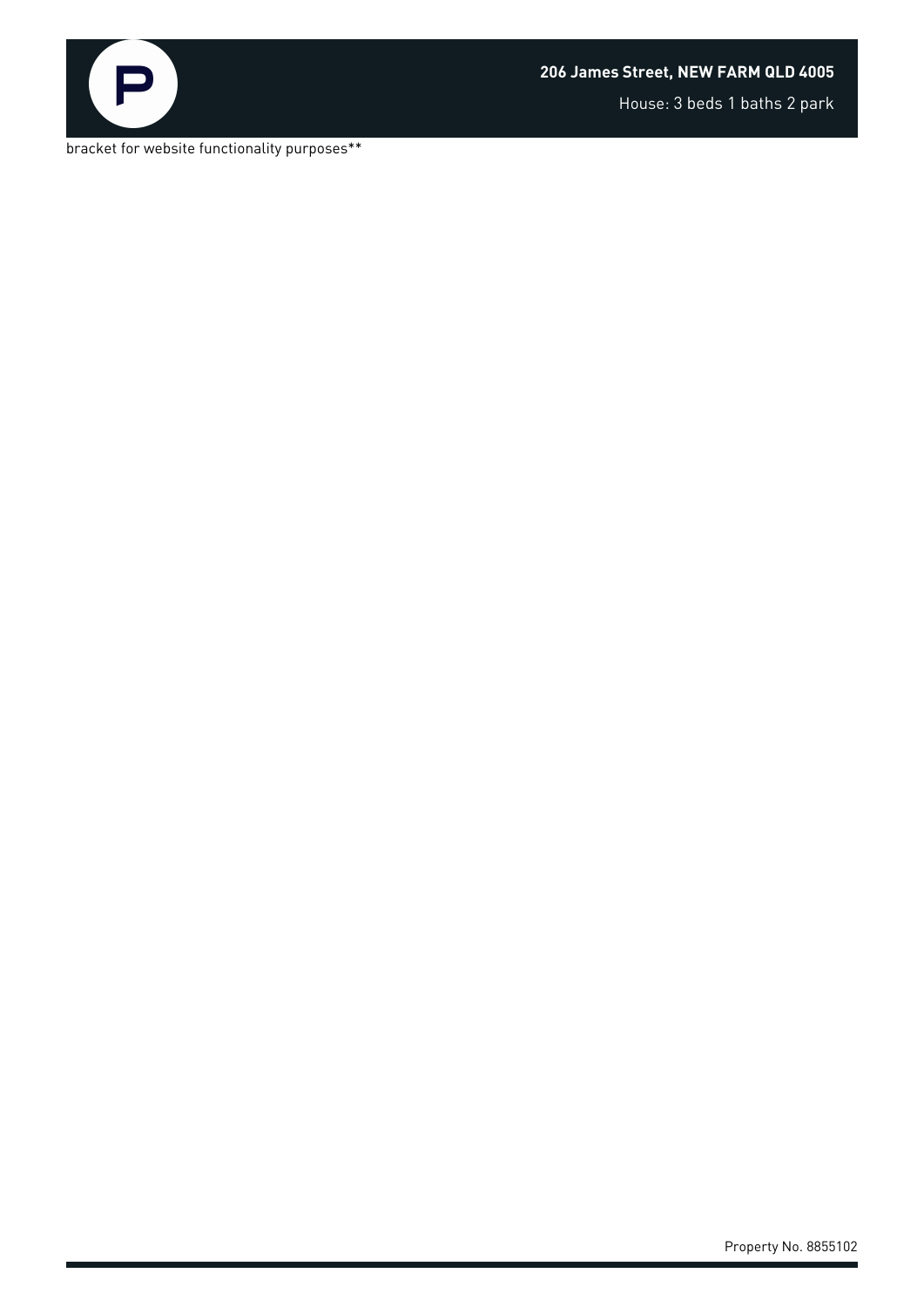bracket for website functionality purposes**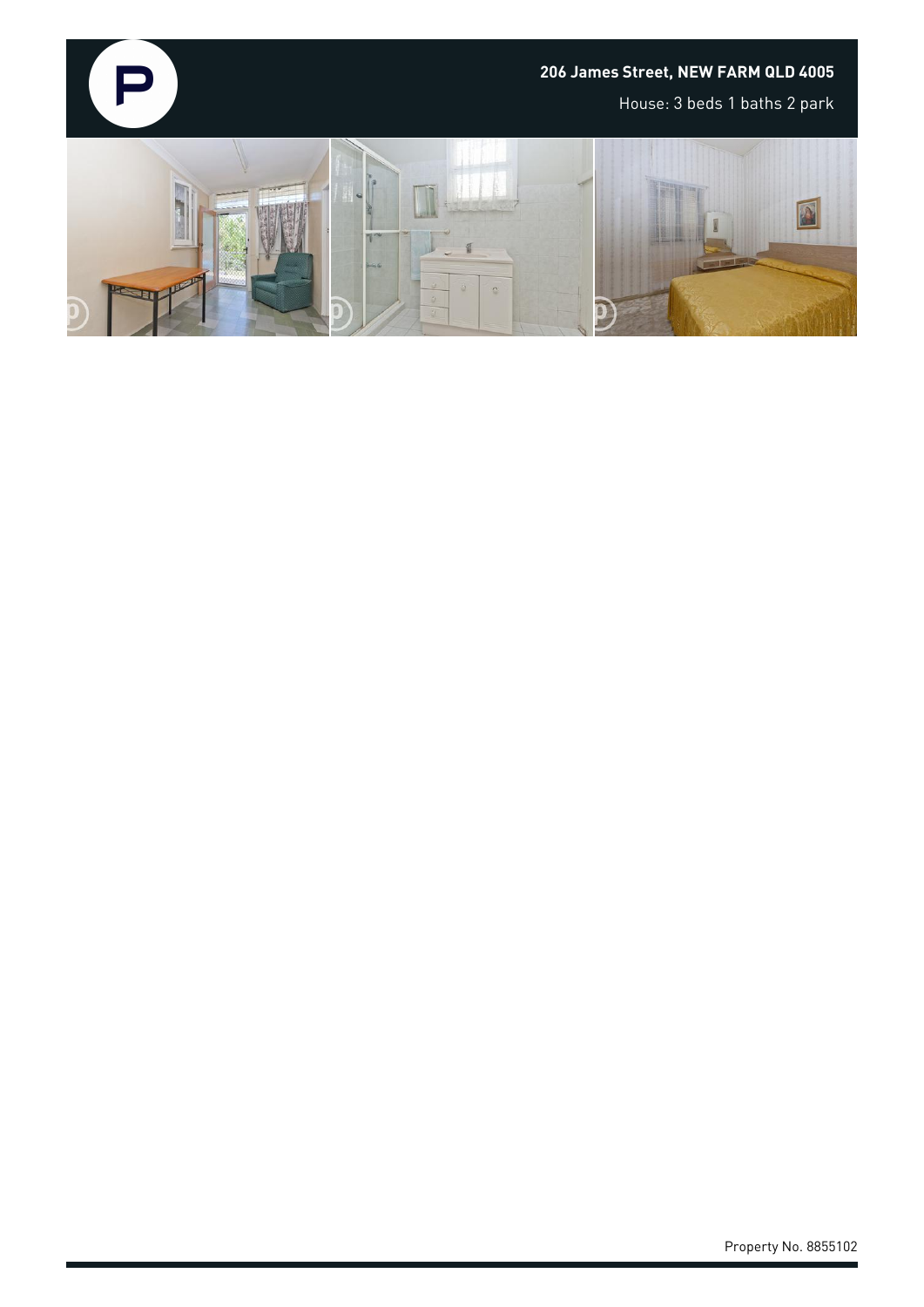**206 James Street, NEW FARM QLD 4005**

House: 3 beds 1 baths 2 park

Property No. 8855102